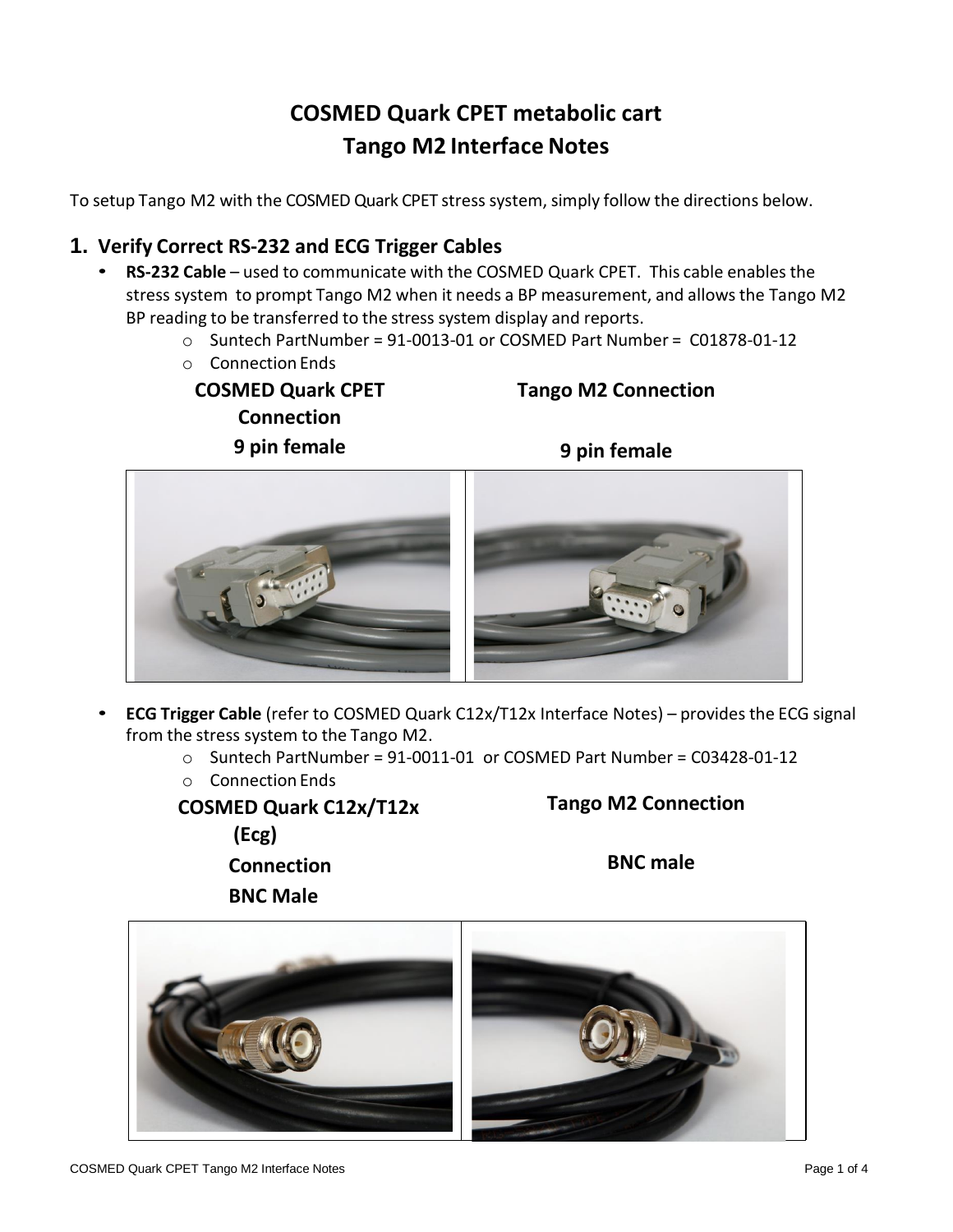# COSMED Quark CPET metabolic cart
# Tango M2 Interface Notes

To setup Tango M2 with the COSMED Quark CPET stress system, simply follow the directions below.

## 1. Verify Correct RS-232 and ECG Trigger Cables

- **RS-232 Cable** – used to communicate with the COSMED Quark CPET. This cable enables the stress system to prompt Tango M2 when it needs a BP measurement, and allows the Tango M2 BP reading to be transferred to the stress system display and reports.
  - Suntech PartNumber = 91-0013-01 or COSMED Part Number = C01878-01-12
  - Connection Ends

| COSMED Quark CPET Connection 9 pin female | Tango M2 Connection 9 pin female |
| --- | --- |

- **ECG Trigger Cable** (refer to COSMED Quark C12x/T12x Interface Notes) – provides the ECG signal from the stress system to the Tango M2.
  - Suntech PartNumber = 91-0011-01 or COSMED Part Number = C03428-01-12
  - Connection Ends

| COSMED Quark C12x/T12x (Ecg) Connection BNC Male | Tango M2 Connection BNC male |
| --- | --- |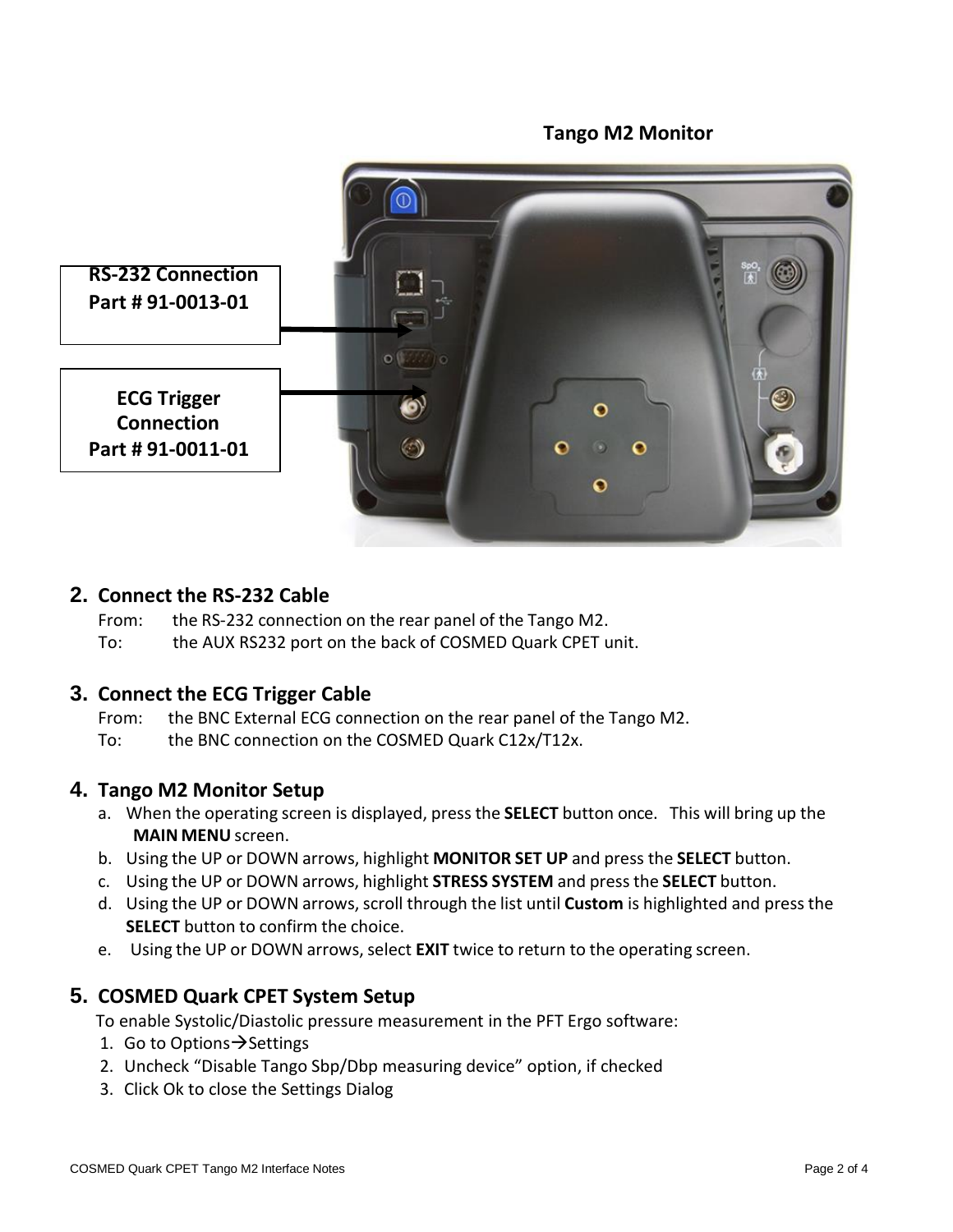**Tango M2 Monitor**

**RS-232 Connection**
**Part # 91-0013-01**

**ECG Trigger Connection**
**Part # 91-0011-01**

2. **Connect the RS-232 Cable**
   From: the RS-232 connection on the rear panel of the Tango M2.
   To: the AUX RS232 port on the back of COSMED Quark CPET unit.

3. **Connect the ECG Trigger Cable**
   From: the BNC External ECG connection on the rear panel of the Tango M2.
   To: the BNC connection on the COSMED Quark C12x/T12x.

4. **Tango M2 Monitor Setup**
   a. When the operating screen is displayed, press the **SELECT** button once. This will bring up the **MAIN MENU** screen.
   b. Using the UP or DOWN arrows, highlight **MONITOR SET UP** and press the **SELECT** button.
   c. Using the UP or DOWN arrows, highlight **STRESS SYSTEM** and press the **SELECT** button.
   d. Using the UP or DOWN arrows, scroll through the list until **Custom** is highlighted and press the **SELECT** button to confirm the choice.
   e. Using the UP or DOWN arrows, select **EXIT** twice to return to the operating screen.

5. **COSMED Quark CPET System Setup**
   To enable Systolic/Diastolic pressure measurement in the PFT Ergo software:
   1. Go to Options→Settings
   2. Uncheck "Disable Tango Sbp/Dbp measuring device" option, if checked
   3. Click Ok to close the Settings Dialog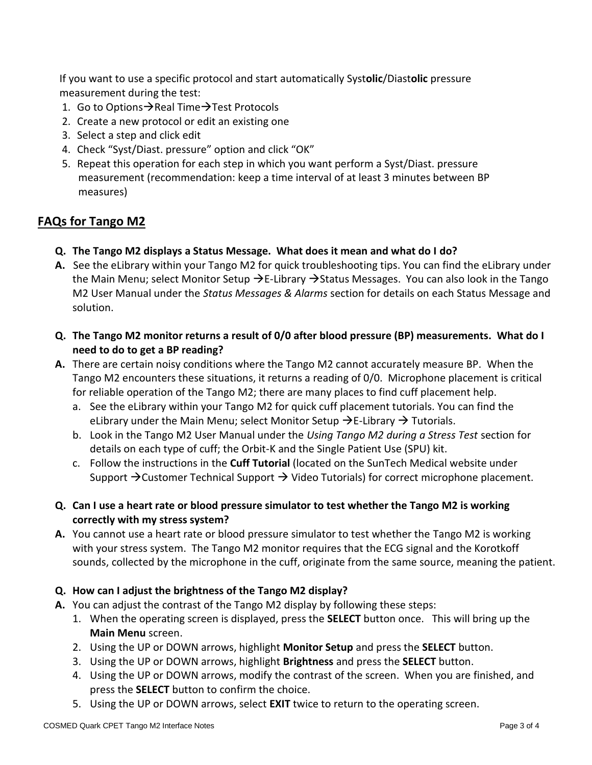If you want to use a specific protocol and start automatically Syst**olic**/Diast**olic** pressure measurement during the test:

1. Go to Options→Real Time→Test Protocols
2. Create a new protocol or edit an existing one
3. Select a step and click edit
4. Check "Syst/Diast. pressure" option and click "OK"
5. Repeat this operation for each step in which you want perform a Syst/Diast. pressure measurement (recommendation: keep a time interval of at least 3 minutes between BP measures)

## FAQs for Tango M2

**Q. The Tango M2 displays a Status Message. What does it mean and what do I do?**

**A.** See the eLibrary within your Tango M2 for quick troubleshooting tips. You can find the eLibrary under the Main Menu; select Monitor Setup →E-Library →Status Messages. You can also look in the Tango M2 User Manual under the *Status Messages & Alarms* section for details on each Status Message and solution.

**Q. The Tango M2 monitor returns a result of 0/0 after blood pressure (BP) measurements. What do I need to do to get a BP reading?**

**A.** There are certain noisy conditions where the Tango M2 cannot accurately measure BP. When the Tango M2 encounters these situations, it returns a reading of 0/0. Microphone placement is critical for reliable operation of the Tango M2; there are many places to find cuff placement help.

a. See the eLibrary within your Tango M2 for quick cuff placement tutorials. You can find the eLibrary under the Main Menu; select Monitor Setup →E-Library → Tutorials.
b. Look in the Tango M2 User Manual under the *Using Tango M2 during a Stress Test* section for details on each type of cuff; the Orbit-K and the Single Patient Use (SPU) kit.
c. Follow the instructions in the **Cuff Tutorial** (located on the SunTech Medical website under Support →Customer Technical Support → Video Tutorials) for correct microphone placement.

**Q. Can I use a heart rate or blood pressure simulator to test whether the Tango M2 is working correctly with my stress system?**

**A.** You cannot use a heart rate or blood pressure simulator to test whether the Tango M2 is working with your stress system. The Tango M2 monitor requires that the ECG signal and the Korotkoff sounds, collected by the microphone in the cuff, originate from the same source, meaning the patient.

**Q. How can I adjust the brightness of the Tango M2 display?**

**A.** You can adjust the contrast of the Tango M2 display by following these steps:

1. When the operating screen is displayed, press the **SELECT** button once. This will bring up the **Main Menu** screen.
2. Using the UP or DOWN arrows, highlight **Monitor Setup** and press the **SELECT** button.
3. Using the UP or DOWN arrows, highlight **Brightness** and press the **SELECT** button.
4. Using the UP or DOWN arrows, modify the contrast of the screen. When you are finished, and press the **SELECT** button to confirm the choice.
5. Using the UP or DOWN arrows, select **EXIT** twice to return to the operating screen.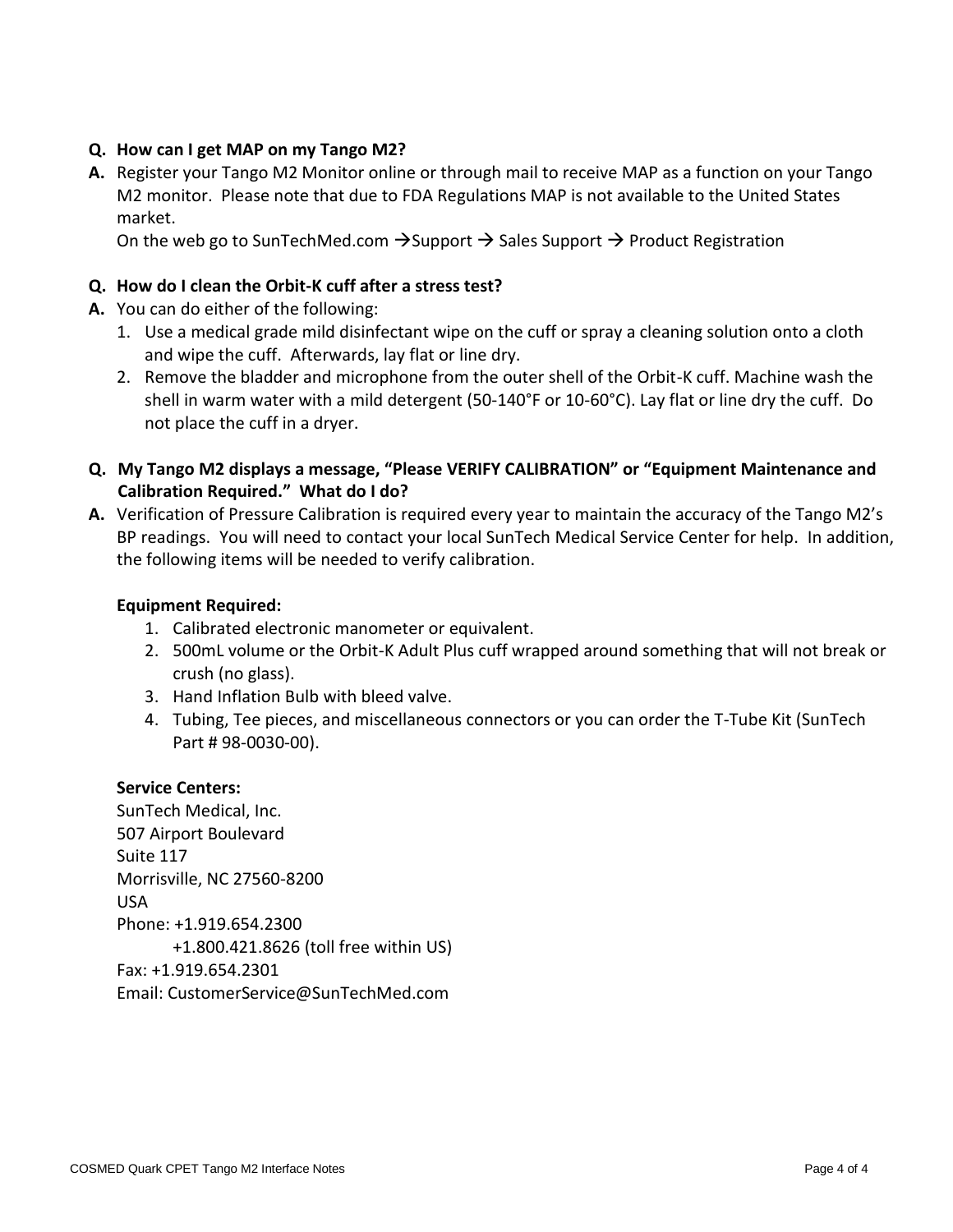**Q. How can I get MAP on my Tango M2?**

**A.** Register your Tango M2 Monitor online or through mail to receive MAP as a function on your Tango M2 monitor. Please note that due to FDA Regulations MAP is not available to the United States market.

On the web go to SunTechMed.com →Support → Sales Support → Product Registration

**Q. How do I clean the Orbit-K cuff after a stress test?**

**A.** You can do either of the following:

1. Use a medical grade mild disinfectant wipe on the cuff or spray a cleaning solution onto a cloth and wipe the cuff. Afterwards, lay flat or line dry.
2. Remove the bladder and microphone from the outer shell of the Orbit-K cuff. Machine wash the shell in warm water with a mild detergent (50-140°F or 10-60°C). Lay flat or line dry the cuff. Do not place the cuff in a dryer.

**Q. My Tango M2 displays a message, "Please VERIFY CALIBRATION" or "Equipment Maintenance and Calibration Required." What do I do?**

**A.** Verification of Pressure Calibration is required every year to maintain the accuracy of the Tango M2's BP readings. You will need to contact your local SunTech Medical Service Center for help. In addition, the following items will be needed to verify calibration.

**Equipment Required:**

1. Calibrated electronic manometer or equivalent.
2. 500mL volume or the Orbit-K Adult Plus cuff wrapped around something that will not break or crush (no glass).
3. Hand Inflation Bulb with bleed valve.
4. Tubing, Tee pieces, and miscellaneous connectors or you can order the T-Tube Kit (SunTech Part # 98-0030-00).

**Service Centers:**

SunTech Medical, Inc.
507 Airport Boulevard
Suite 117
Morrisville, NC 27560-8200
USA
Phone: +1.919.654.2300
+1.800.421.8626 (toll free within US)
Fax: +1.919.654.2301
Email: CustomerService@SunTechMed.com